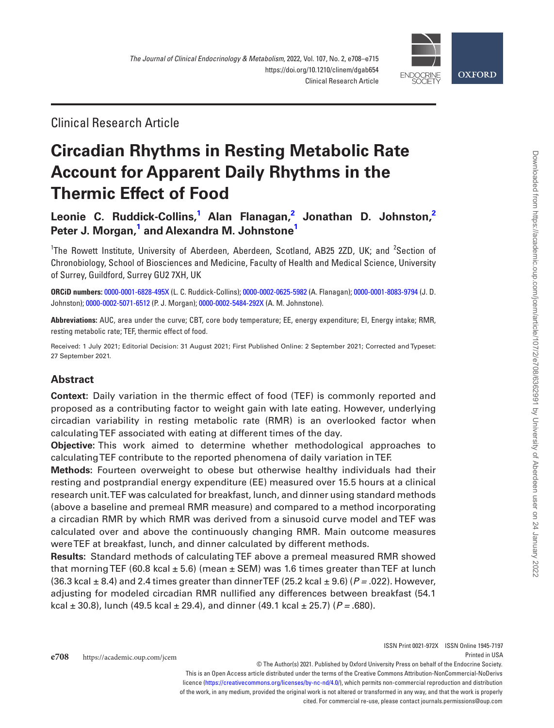Clinical Research Article

# Circadian Rhythms in Resting Metabolic Rate Account for Apparent Daily Rhythms in the Thermic Effect of Food

**Leonie C. Ruddick-Collins,[1] Alan Flanagan,[2] Jonathan D. Johnston,[2] Peter J. Morgan,[1] and Alexandra M. Johnstone[1]**

[1]The Rowett Institute, University of Aberdeen, Aberdeen, Scotland, AB25 2ZD, UK; and [2]Section of Chronobiology, School of Biosciences and Medicine, Faculty of Health and Medical Science, University of Surrey, Guildford, Surrey GU2 7XH, UK

**ORCiD numbers:** 0000-0001-6828-495X (L. C. Ruddick-Collins); 0000-0002-0625-5982 (A. Flanagan); 0000-0001-8083-9794 (J. D. Johnston); 0000-0002-5071-6512 (P. J. Morgan); 0000-0002-5484-292X (A. M. Johnstone).

**Abbreviations:** AUC, area under the curve; CBT, core body temperature; EE, energy expenditure; EI, Energy intake; RMR, resting metabolic rate; TEF, thermic effect of food.

Received: 1 July 2021; Editorial Decision: 31 August 2021; First Published Online: 2 September 2021; Corrected and Typeset: 27 September 2021.

## Abstract

**Context:** Daily variation in the thermic effect of food (TEF) is commonly reported and proposed as a contributing factor to weight gain with late eating. However, underlying circadian variability in resting metabolic rate (RMR) is an overlooked factor when calculating TEF associated with eating at different times of the day.

**Objective:** This work aimed to determine whether methodological approaches to calculating TEF contribute to the reported phenomena of daily variation in TEF.

**Methods:** Fourteen overweight to obese but otherwise healthy individuals had their resting and postprandial energy expenditure (EE) measured over 15.5 hours at a clinical research unit. TEF was calculated for breakfast, lunch, and dinner using standard methods (above a baseline and premeal RMR measure) and compared to a method incorporating a circadian RMR by which RMR was derived from a sinusoid curve model and TEF was calculated over and above the continuously changing RMR. Main outcome measures were TEF at breakfast, lunch, and dinner calculated by different methods.

**Results:** Standard methods of calculating TEF above a premeal measured RMR showed that morning TEF (60.8 kcal ± 5.6) (mean ± SEM) was 1.6 times greater than TEF at lunch (36.3 kcal ± 8.4) and 2.4 times greater than dinner TEF (25.2 kcal ± 9.6) ($P = .022$). However, adjusting for modeled circadian RMR nullified any differences between breakfast (54.1 kcal ± 30.8), lunch (49.5 kcal ± 29.4), and dinner (49.1 kcal ± 25.7) ($P = .680$).

ISSN Print 0021-972X ISSN Online 1945-7197
Printed in USA

© The Author(s) 2021. Published by Oxford University Press on behalf of the Endocrine Society.
This is an Open Access article distributed under the terms of the Creative Commons Attribution-NonCommercial-NoDerivs licence (https://creativecommons.org/licenses/by-nc-nd/4.0/), which permits non-commercial reproduction and distribution of the work, in any medium, provided the original work is not altered or transformed in any way, and that the work is properly cited. For commercial re-use, please contact journals.permissions@oup.com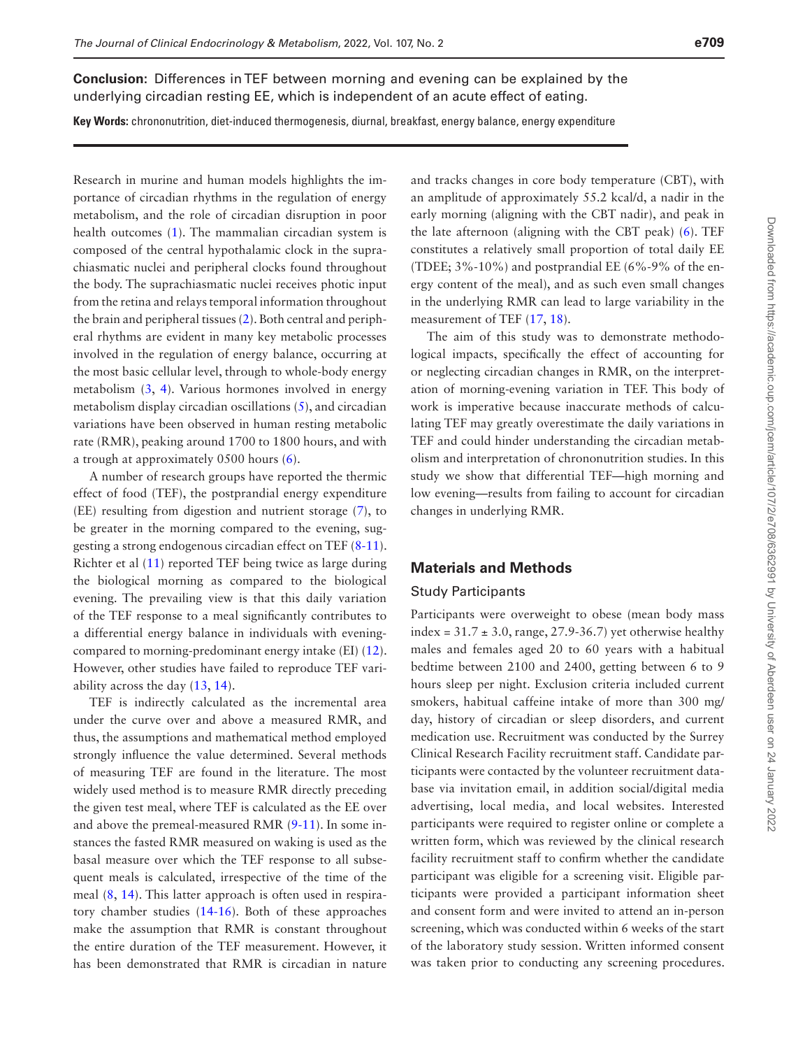**Conclusion:** Differences in TEF between morning and evening can be explained by the underlying circadian resting EE, which is independent of an acute effect of eating.

**Key Words:** chrononutrition, diet-induced thermogenesis, diurnal, breakfast, energy balance, energy expenditure

Research in murine and human models highlights the importance of circadian rhythms in the regulation of energy metabolism, and the role of circadian disruption in poor health outcomes (1). The mammalian circadian system is composed of the central hypothalamic clock in the suprachiasmatic nuclei and peripheral clocks found throughout the body. The suprachiasmatic nuclei receives photic input from the retina and relays temporal information throughout the brain and peripheral tissues (2). Both central and peripheral rhythms are evident in many key metabolic processes involved in the regulation of energy balance, occurring at the most basic cellular level, through to whole-body energy metabolism (3, 4). Various hormones involved in energy metabolism display circadian oscillations (5), and circadian variations have been observed in human resting metabolic rate (RMR), peaking around 1700 to 1800 hours, and with a trough at approximately 0500 hours (6).

A number of research groups have reported the thermic effect of food (TEF), the postprandial energy expenditure (EE) resulting from digestion and nutrient storage (7), to be greater in the morning compared to the evening, suggesting a strong endogenous circadian effect on TEF (8-11). Richter et al (11) reported TEF being twice as large during the biological morning as compared to the biological evening. The prevailing view is that this daily variation of the TEF response to a meal significantly contributes to a differential energy balance in individuals with evening- compared to morning-predominant energy intake (EI) (12). However, other studies have failed to reproduce TEF variability across the day (13, 14).

TEF is indirectly calculated as the incremental area under the curve over and above a measured RMR, and thus, the assumptions and mathematical method employed strongly influence the value determined. Several methods of measuring TEF are found in the literature. The most widely used method is to measure RMR directly preceding the given test meal, where TEF is calculated as the EE over and above the premeal-measured RMR (9-11). In some instances the fasted RMR measured on waking is used as the basal measure over which the TEF response to all subsequent meals is calculated, irrespective of the time of the meal (8, 14). This latter approach is often used in respiratory chamber studies (14-16). Both of these approaches make the assumption that RMR is constant throughout the entire duration of the TEF measurement. However, it has been demonstrated that RMR is circadian in nature and tracks changes in core body temperature (CBT), with an amplitude of approximately 55.2 kcal/d, a nadir in the early morning (aligning with the CBT nadir), and peak in the late afternoon (aligning with the CBT peak) (6). TEF constitutes a relatively small proportion of total daily EE (TDEE; 3%-10%) and postprandial EE (6%-9% of the energy content of the meal), and as such even small changes in the underlying RMR can lead to large variability in the measurement of TEF (17, 18).

The aim of this study was to demonstrate methodological impacts, specifically the effect of accounting for or neglecting circadian changes in RMR, on the interpretation of morning-evening variation in TEF. This body of work is imperative because inaccurate methods of calculating TEF may greatly overestimate the daily variations in TEF and could hinder understanding the circadian metabolism and interpretation of chrononutrition studies. In this study we show that differential TEF—high morning and low evening—results from failing to account for circadian changes in underlying RMR.

## Materials and Methods

### Study Participants

Participants were overweight to obese (mean body mass index = 31.7 ± 3.0, range, 27.9-36.7) yet otherwise healthy males and females aged 20 to 60 years with a habitual bedtime between 2100 and 2400, getting between 6 to 9 hours sleep per night. Exclusion criteria included current smokers, habitual caffeine intake of more than 300 mg/day, history of circadian or sleep disorders, and current medication use. Recruitment was conducted by the Surrey Clinical Research Facility recruitment staff. Candidate participants were contacted by the volunteer recruitment database via invitation email, in addition social/digital media advertising, local media, and local websites. Interested participants were required to register online or complete a written form, which was reviewed by the clinical research facility recruitment staff to confirm whether the candidate participant was eligible for a screening visit. Eligible participants were provided a participant information sheet and consent form and were invited to attend an in-person screening, which was conducted within 6 weeks of the start of the laboratory study session. Written informed consent was taken prior to conducting any screening procedures.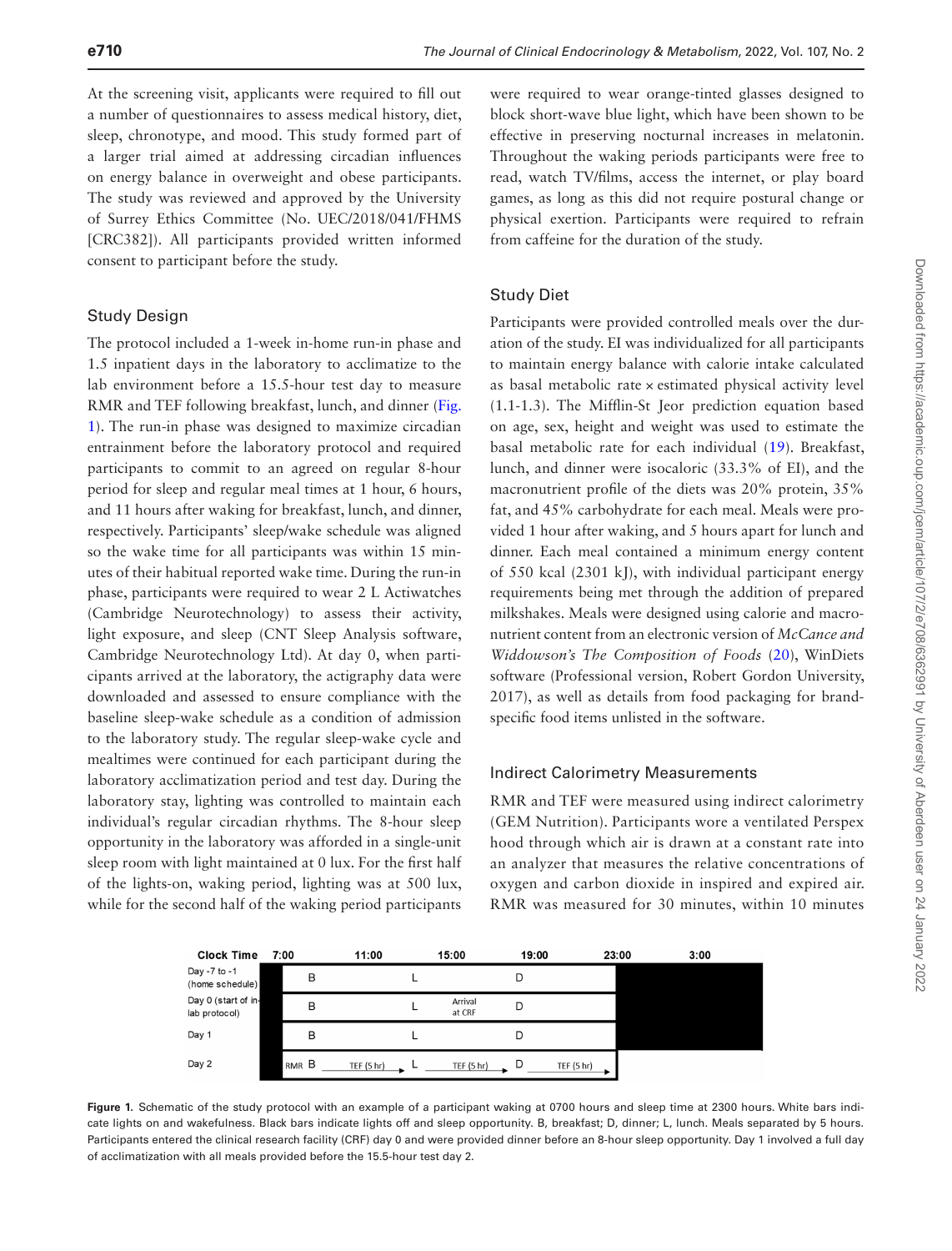At the screening visit, applicants were required to fill out a number of questionnaires to assess medical history, diet, sleep, chronotype, and mood. This study formed part of a larger trial aimed at addressing circadian influences on energy balance in overweight and obese participants. The study was reviewed and approved by the University of Surrey Ethics Committee (No. UEC/2018/041/FHMS [CRC382]). All participants provided written informed consent to participant before the study.

## Study Design

The protocol included a 1-week in-home run-in phase and 1.5 inpatient days in the laboratory to acclimatize to the lab environment before a 15.5-hour test day to measure RMR and TEF following breakfast, lunch, and dinner (Fig. 1). The run-in phase was designed to maximize circadian entrainment before the laboratory protocol and required participants to commit to an agreed on regular 8-hour period for sleep and regular meal times at 1 hour, 6 hours, and 11 hours after waking for breakfast, lunch, and dinner, respectively. Participants' sleep/wake schedule was aligned so the wake time for all participants was within 15 minutes of their habitual reported wake time. During the run-in phase, participants were required to wear 2 L Actiwatches (Cambridge Neurotechnology) to assess their activity, light exposure, and sleep (CNT Sleep Analysis software, Cambridge Neurotechnology Ltd). At day 0, when participants arrived at the laboratory, the actigraphy data were downloaded and assessed to ensure compliance with the baseline sleep-wake schedule as a condition of admission to the laboratory study. The regular sleep-wake cycle and mealtimes were continued for each participant during the laboratory acclimatization period and test day. During the laboratory stay, lighting was controlled to maintain each individual's regular circadian rhythms. The 8-hour sleep opportunity in the laboratory was afforded in a single-unit sleep room with light maintained at 0 lux. For the first half of the lights-on, waking period, lighting was at 500 lux, while for the second half of the waking period participants were required to wear orange-tinted glasses designed to block short-wave blue light, which have been shown to be effective in preserving nocturnal increases in melatonin. Throughout the waking periods participants were free to read, watch TV/films, access the internet, or play board games, as long as this did not require postural change or physical exertion. Participants were required to refrain from caffeine for the duration of the study.

## Study Diet

Participants were provided controlled meals over the duration of the study. EI was individualized for all participants to maintain energy balance with calorie intake calculated as basal metabolic rate × estimated physical activity level (1.1-1.3). The Mifflin-St Jeor prediction equation based on age, sex, height and weight was used to estimate the basal metabolic rate for each individual (19). Breakfast, lunch, and dinner were isocaloric (33.3% of EI), and the macronutrient profile of the diets was 20% protein, 35% fat, and 45% carbohydrate for each meal. Meals were provided 1 hour after waking, and 5 hours apart for lunch and dinner. Each meal contained a minimum energy content of 550 kcal (2301 kJ), with individual participant energy requirements being met through the addition of prepared milkshakes. Meals were designed using calorie and macronutrient content from an electronic version of *McCance and Widdowson's The Composition of Foods* (20), WinDiets software (Professional version, Robert Gordon University, 2017), as well as details from food packaging for brand-specific food items unlisted in the software.

## Indirect Calorimetry Measurements

RMR and TEF were measured using indirect calorimetry (GEM Nutrition). Participants wore a ventilated Perspex hood through which air is drawn at a constant rate into an analyzer that measures the relative concentrations of oxygen and carbon dioxide in inspired and expired air. RMR was measured for 30 minutes, within 10 minutes

**Figure 1.** Schematic of the study protocol with an example of a participant waking at 0700 hours and sleep time at 2300 hours. White bars indicate lights on and wakefulness. Black bars indicate lights off and sleep opportunity. B, breakfast; D, dinner; L, lunch. Meals separated by 5 hours. Participants entered the clinical research facility (CRF) day 0 and were provided dinner before an 8-hour sleep opportunity. Day 1 involved a full day of acclimatization with all meals provided before the 15.5-hour test day 2.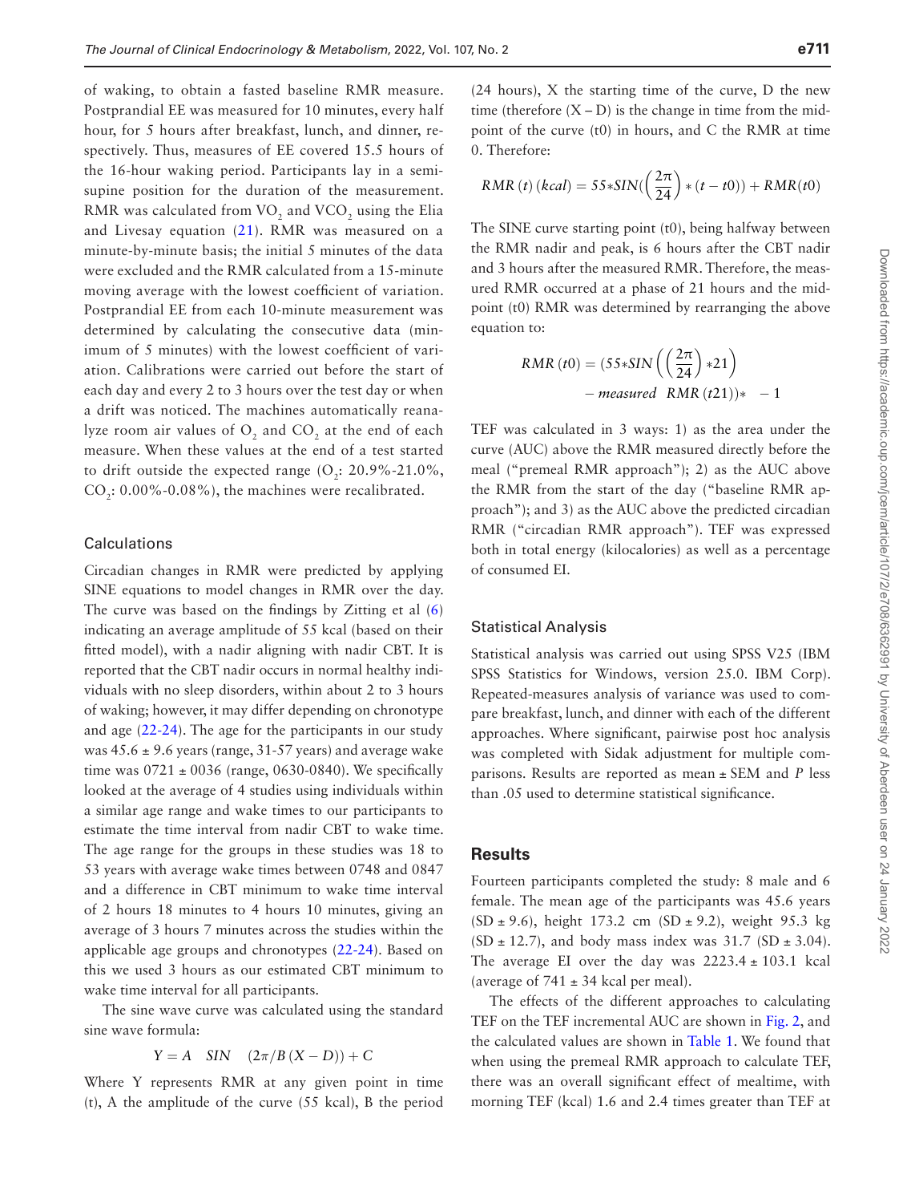of waking, to obtain a fasted baseline RMR measure. Postprandial EE was measured for 10 minutes, every half hour, for 5 hours after breakfast, lunch, and dinner, respectively. Thus, measures of EE covered 15.5 hours of the 16-hour waking period. Participants lay in a semi-supine position for the duration of the measurement. RMR was calculated from $VO_2$ and $VCO_2$ using the Elia and Livesay equation (21). RMR was measured on a minute-by-minute basis; the initial 5 minutes of the data were excluded and the RMR calculated from a 15-minute moving average with the lowest coefficient of variation. Postprandial EE from each 10-minute measurement was determined by calculating the consecutive data (minimum of 5 minutes) with the lowest coefficient of variation. Calibrations were carried out before the start of each day and every 2 to 3 hours over the test day or when a drift was noticed. The machines automatically reanalyze room air values of $O_2$ and $CO_2$ at the end of each measure. When these values at the end of a test started to drift outside the expected range ($O_2$: 20.9%-21.0%, $CO_2$: 0.00%-0.08%), the machines were recalibrated.

### Calculations

Circadian changes in RMR were predicted by applying SINE equations to model changes in RMR over the day. The curve was based on the findings by Zitting et al (6) indicating an average amplitude of 55 kcal (based on their fitted model), with a nadir aligning with nadir CBT. It is reported that the CBT nadir occurs in normal healthy individuals with no sleep disorders, within about 2 to 3 hours of waking; however, it may differ depending on chronotype and age (22-24). The age for the participants in our study was 45.6 ± 9.6 years (range, 31-57 years) and average wake time was 0721 ± 0036 (range, 0630-0840). We specifically looked at the average of 4 studies using individuals within a similar age range and wake times to our participants to estimate the time interval from nadir CBT to wake time. The age range for the groups in these studies was 18 to 53 years with average wake times between 0748 and 0847 and a difference in CBT minimum to wake time interval of 2 hours 18 minutes to 4 hours 10 minutes, giving an average of 3 hours 7 minutes across the studies within the applicable age groups and chronotypes (22-24). Based on this we used 3 hours as our estimated CBT minimum to wake time interval for all participants.

The sine wave curve was calculated using the standard sine wave formula:

$$Y = A \quad SIN \quad (2\pi/B\,(X - D)) + C$$

Where Y represents RMR at any given point in time (t), A the amplitude of the curve (55 kcal), B the period (24 hours), X the starting time of the curve, D the new time (therefore (X – D) is the change in time from the midpoint of the curve (t0) in hours, and C the RMR at time 0. Therefore:

$$RMR\,(t)\,(kcal) = 55 * SIN(\left(\frac{2\pi}{24}\right) * (t - t0)) + RMR(t0)$$

The SINE curve starting point (t0), being halfway between the RMR nadir and peak, is 6 hours after the CBT nadir and 3 hours after the measured RMR. Therefore, the measured RMR occurred at a phase of 21 hours and the midpoint (t0) RMR was determined by rearranging the above equation to:

$$RMR\,(t0) = (55 * SIN\left(\left(\frac{2\pi}{24}\right) * 21\right) - measured \;\; RMR\,(t21)) * \;\; -1$$

TEF was calculated in 3 ways: 1) as the area under the curve (AUC) above the RMR measured directly before the meal ("premeal RMR approach"); 2) as the AUC above the RMR from the start of the day ("baseline RMR approach"); and 3) as the AUC above the predicted circadian RMR ("circadian RMR approach"). TEF was expressed both in total energy (kilocalories) as well as a percentage of consumed EI.

### Statistical Analysis

Statistical analysis was carried out using SPSS V25 (IBM SPSS Statistics for Windows, version 25.0. IBM Corp). Repeated-measures analysis of variance was used to compare breakfast, lunch, and dinner with each of the different approaches. Where significant, pairwise post hoc analysis was completed with Sidak adjustment for multiple comparisons. Results are reported as mean ± SEM and *P* less than .05 used to determine statistical significance.

## Results

Fourteen participants completed the study: 8 male and 6 female. The mean age of the participants was 45.6 years (SD ± 9.6), height 173.2 cm (SD ± 9.2), weight 95.3 kg (SD ± 12.7), and body mass index was 31.7 (SD ± 3.04). The average EI over the day was 2223.4 ± 103.1 kcal (average of 741 ± 34 kcal per meal).

The effects of the different approaches to calculating TEF on the TEF incremental AUC are shown in Fig. 2, and the calculated values are shown in Table 1. We found that when using the premeal RMR approach to calculate TEF, there was an overall significant effect of mealtime, with morning TEF (kcal) 1.6 and 2.4 times greater than TEF at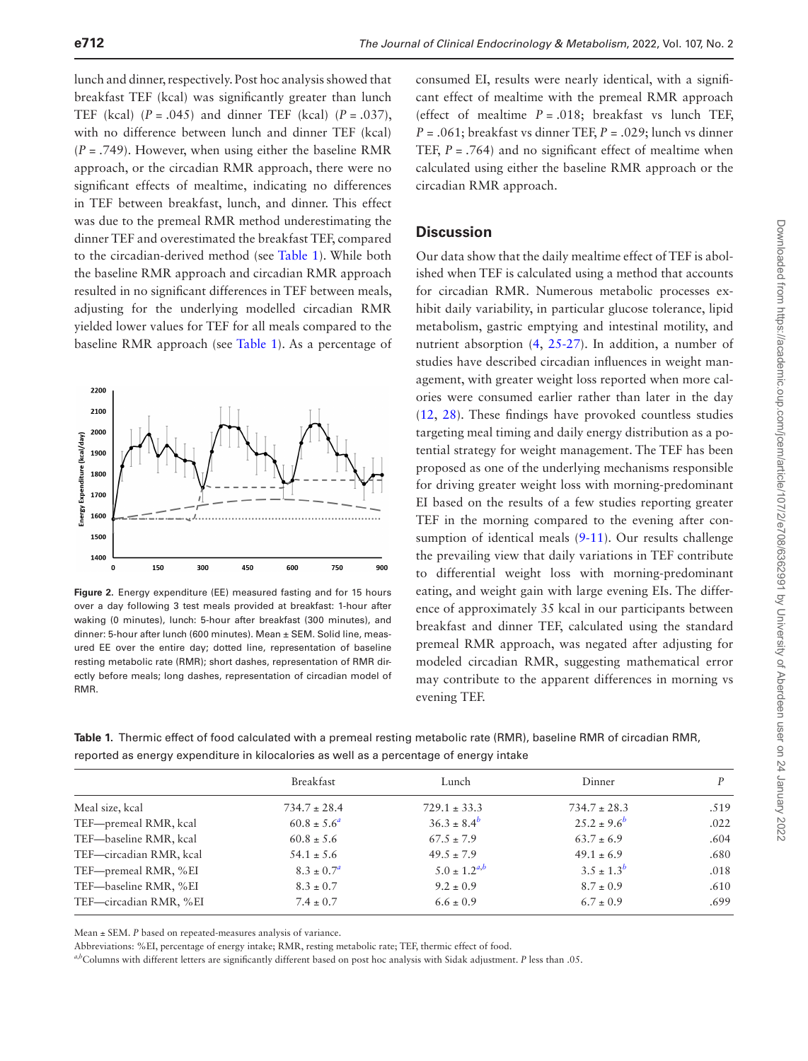lunch and dinner, respectively. Post hoc analysis showed that breakfast TEF (kcal) was significantly greater than lunch TEF (kcal) ($P = .045$) and dinner TEF (kcal) ($P = .037$), with no difference between lunch and dinner TEF (kcal) ($P = .749$). However, when using either the baseline RMR approach, or the circadian RMR approach, there were no significant effects of mealtime, indicating no differences in TEF between breakfast, lunch, and dinner. This effect was due to the premeal RMR method underestimating the dinner TEF and overestimated the breakfast TEF, compared to the circadian-derived method (see Table 1). While both the baseline RMR approach and circadian RMR approach resulted in no significant differences in TEF between meals, adjusting for the underlying modelled circadian RMR yielded lower values for TEF for all meals compared to the baseline RMR approach (see Table 1). As a percentage of consumed EI, results were nearly identical, with a significant effect of mealtime with the premeal RMR approach (effect of mealtime $P = .018$; breakfast vs lunch TEF, $P = .061$; breakfast vs dinner TEF, $P = .029$; lunch vs dinner TEF, $P = .764$) and no significant effect of mealtime when calculated using either the baseline RMR approach or the circadian RMR approach.

**Figure 2.** Energy expenditure (EE) measured fasting and for 15 hours over a day following 3 test meals provided at breakfast: 1-hour after waking (0 minutes), lunch: 5-hour after breakfast (300 minutes), and dinner: 5-hour after lunch (600 minutes). Mean ± SEM. Solid line, measured EE over the entire day; dotted line, representation of baseline resting metabolic rate (RMR); short dashes, representation of RMR directly before meals; long dashes, representation of circadian model of RMR.

## Discussion

Our data show that the daily mealtime effect of TEF is abolished when TEF is calculated using a method that accounts for circadian RMR. Numerous metabolic processes exhibit daily variability, in particular glucose tolerance, lipid metabolism, gastric emptying and intestinal motility, and nutrient absorption (4, 25-27). In addition, a number of studies have described circadian influences in weight management, with greater weight loss reported when more calories were consumed earlier rather than later in the day (12, 28). These findings have provoked countless studies targeting meal timing and daily energy distribution as a potential strategy for weight management. The TEF has been proposed as one of the underlying mechanisms responsible for driving greater weight loss with morning-predominant EI based on the results of a few studies reporting greater TEF in the morning compared to the evening after consumption of identical meals (9-11). Our results challenge the prevailing view that daily variations in TEF contribute to differential weight loss with morning-predominant eating, and weight gain with large evening EIs. The difference of approximately 35 kcal in our participants between breakfast and dinner TEF, calculated using the standard premeal RMR approach, was negated after adjusting for modeled circadian RMR, suggesting mathematical error may contribute to the apparent differences in morning vs evening TEF.

**Table 1.** Thermic effect of food calculated with a premeal resting metabolic rate (RMR), baseline RMR of circadian RMR, reported as energy expenditure in kilocalories as well as a percentage of energy intake

| | Breakfast | Lunch | Dinner | P |
|---|---|---|---|---|
| Meal size, kcal | 734.7 ± 28.4 | 729.1 ± 33.3 | 734.7 ± 28.3 | .519 |
| TEF—premeal RMR, kcal | 60.8 ± 5.6[a] | 36.3 ± 8.4[b] | 25.2 ± 9.6[b] | .022 |
| TEF—baseline RMR, kcal | 60.8 ± 5.6 | 67.5 ± 7.9 | 63.7 ± 6.9 | .604 |
| TEF—circadian RMR, kcal | 54.1 ± 5.6 | 49.5 ± 7.9 | 49.1 ± 6.9 | .680 |
| TEF—premeal RMR, %EI | 8.3 ± 0.7[a] | 5.0 ± 1.2[a,b] | 3.5 ± 1.3[b] | .018 |
| TEF—baseline RMR, %EI | 8.3 ± 0.7 | 9.2 ± 0.9 | 8.7 ± 0.9 | .610 |
| TEF—circadian RMR, %EI | 7.4 ± 0.7 | 6.6 ± 0.9 | 6.7 ± 0.9 | .699 |

Mean ± SEM. *P* based on repeated-measures analysis of variance.

Abbreviations: %EI, percentage of energy intake; RMR, resting metabolic rate; TEF, thermic effect of food.

[a,b]Columns with different letters are significantly different based on post hoc analysis with Sidak adjustment. *P* less than .05.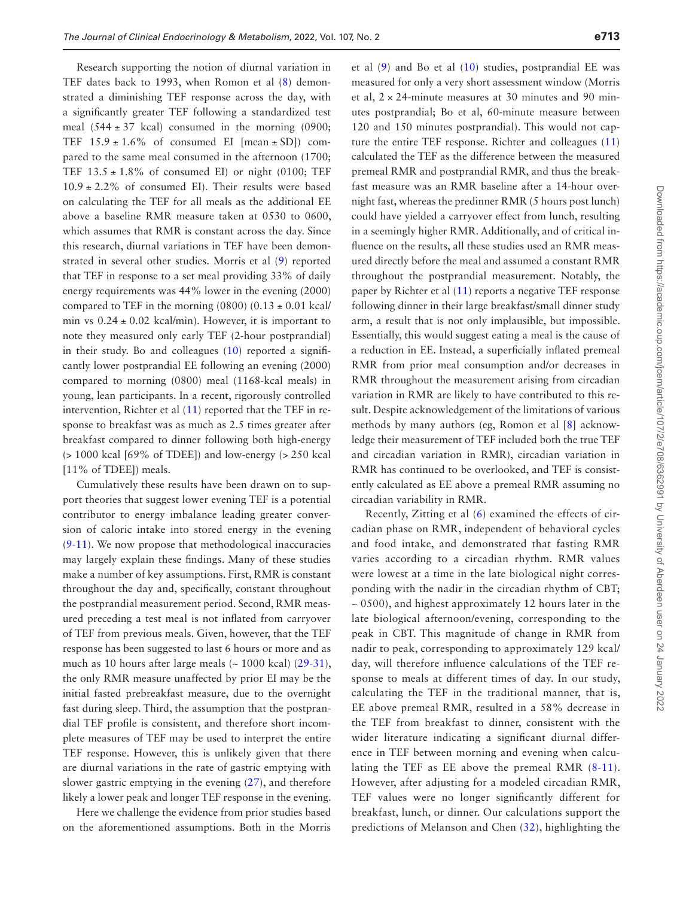Research supporting the notion of diurnal variation in TEF dates back to 1993, when Romon et al (8) demonstrated a diminishing TEF response across the day, with a significantly greater TEF following a standardized test meal (544 ± 37 kcal) consumed in the morning (0900; TEF 15.9 ± 1.6% of consumed EI [mean ± SD]) compared to the same meal consumed in the afternoon (1700; TEF 13.5 ± 1.8% of consumed EI) or night (0100; TEF 10.9 ± 2.2% of consumed EI). Their results were based on calculating the TEF for all meals as the additional EE above a baseline RMR measure taken at 0530 to 0600, which assumes that RMR is constant across the day. Since this research, diurnal variations in TEF have been demonstrated in several other studies. Morris et al (9) reported that TEF in response to a set meal providing 33% of daily energy requirements was 44% lower in the evening (2000) compared to TEF in the morning (0800) (0.13 ± 0.01 kcal/min vs 0.24 ± 0.02 kcal/min). However, it is important to note they measured only early TEF (2-hour postprandial) in their study. Bo and colleagues (10) reported a significantly lower postprandial EE following an evening (2000) compared to morning (0800) meal (1168-kcal meals) in young, lean participants. In a recent, rigorously controlled intervention, Richter et al (11) reported that the TEF in response to breakfast was as much as 2.5 times greater after breakfast compared to dinner following both high-energy (> 1000 kcal [69% of TDEE]) and low-energy (> 250 kcal [11% of TDEE]) meals.

Cumulatively these results have been drawn on to support theories that suggest lower evening TEF is a potential contributor to energy imbalance leading greater conversion of caloric intake into stored energy in the evening (9-11). We now propose that methodological inaccuracies may largely explain these findings. Many of these studies make a number of key assumptions. First, RMR is constant throughout the day and, specifically, constant throughout the postprandial measurement period. Second, RMR measured preceding a test meal is not inflated from carryover of TEF from previous meals. Given, however, that the TEF response has been suggested to last 6 hours or more and as much as 10 hours after large meals (~ 1000 kcal) (29-31), the only RMR measure unaffected by prior EI may be the initial fasted prebreakfast measure, due to the overnight fast during sleep. Third, the assumption that the postprandial TEF profile is consistent, and therefore short incomplete measures of TEF may be used to interpret the entire TEF response. However, this is unlikely given that there are diurnal variations in the rate of gastric emptying with slower gastric emptying in the evening (27), and therefore likely a lower peak and longer TEF response in the evening.

Here we challenge the evidence from prior studies based on the aforementioned assumptions. Both in the Morris et al (9) and Bo et al (10) studies, postprandial EE was measured for only a very short assessment window (Morris et al, 2 × 24-minute measures at 30 minutes and 90 minutes postprandial; Bo et al, 60-minute measure between 120 and 150 minutes postprandial). This would not capture the entire TEF response. Richter and colleagues (11) calculated the TEF as the difference between the measured premeal RMR and postprandial RMR, and thus the breakfast measure was an RMR baseline after a 14-hour overnight fast, whereas the predinner RMR (5 hours post lunch) could have yielded a carryover effect from lunch, resulting in a seemingly higher RMR. Additionally, and of critical influence on the results, all these studies used an RMR measured directly before the meal and assumed a constant RMR throughout the postprandial measurement. Notably, the paper by Richter et al (11) reports a negative TEF response following dinner in their large breakfast/small dinner study arm, a result that is not only implausible, but impossible. Essentially, this would suggest eating a meal is the cause of a reduction in EE. Instead, a superficially inflated premeal RMR from prior meal consumption and/or decreases in RMR throughout the measurement arising from circadian variation in RMR are likely to have contributed to this result. Despite acknowledgement of the limitations of various methods by many authors (eg, Romon et al [8] acknowledge their measurement of TEF included both the true TEF and circadian variation in RMR), circadian variation in RMR has continued to be overlooked, and TEF is consistently calculated as EE above a premeal RMR assuming no circadian variability in RMR.

Recently, Zitting et al (6) examined the effects of circadian phase on RMR, independent of behavioral cycles and food intake, and demonstrated that fasting RMR varies according to a circadian rhythm. RMR values were lowest at a time in the late biological night corresponding with the nadir in the circadian rhythm of CBT; ~ 0500), and highest approximately 12 hours later in the late biological afternoon/evening, corresponding to the peak in CBT. This magnitude of change in RMR from nadir to peak, corresponding to approximately 129 kcal/day, will therefore influence calculations of the TEF response to meals at different times of day. In our study, calculating the TEF in the traditional manner, that is, EE above premeal RMR, resulted in a 58% decrease in the TEF from breakfast to dinner, consistent with the wider literature indicating a significant diurnal difference in TEF between morning and evening when calculating the TEF as EE above the premeal RMR (8-11). However, after adjusting for a modeled circadian RMR, TEF values were no longer significantly different for breakfast, lunch, or dinner. Our calculations support the predictions of Melanson and Chen (32), highlighting the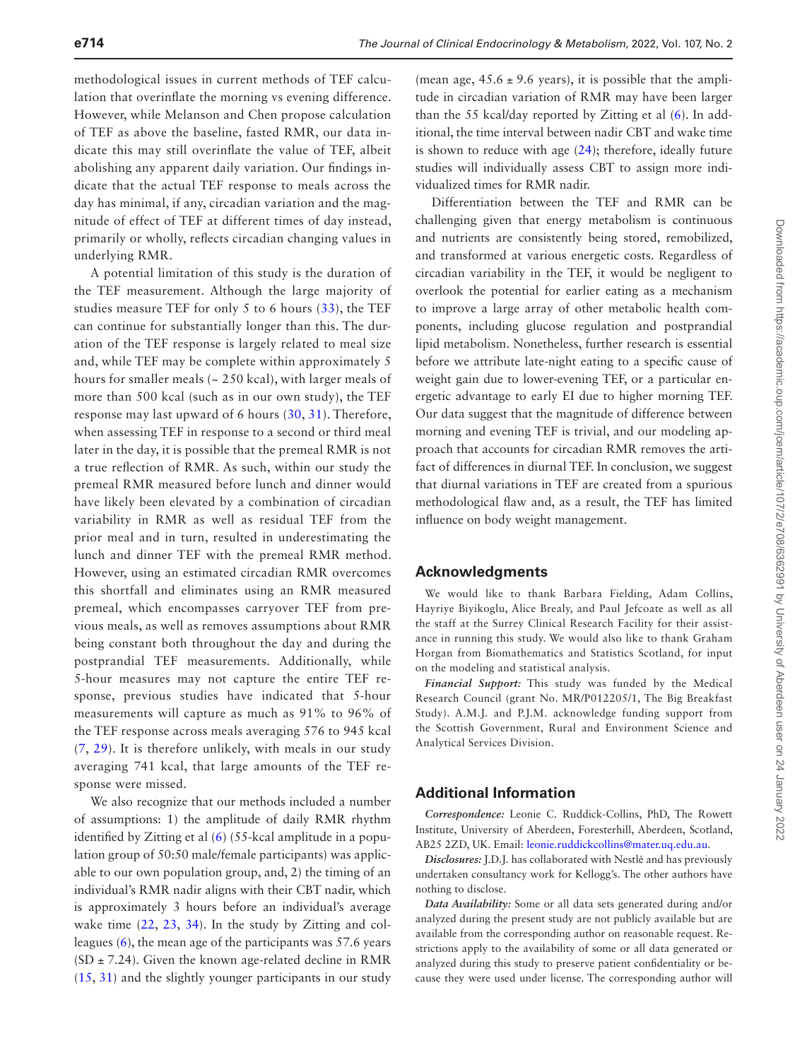methodological issues in current methods of TEF calculation that overinflate the morning vs evening difference. However, while Melanson and Chen propose calculation of TEF as above the baseline, fasted RMR, our data indicate this may still overinflate the value of TEF, albeit abolishing any apparent daily variation. Our findings indicate that the actual TEF response to meals across the day has minimal, if any, circadian variation and the magnitude of effect of TEF at different times of day instead, primarily or wholly, reflects circadian changing values in underlying RMR.

A potential limitation of this study is the duration of the TEF measurement. Although the large majority of studies measure TEF for only 5 to 6 hours (33), the TEF can continue for substantially longer than this. The duration of the TEF response is largely related to meal size and, while TEF may be complete within approximately 5 hours for smaller meals (~ 250 kcal), with larger meals of more than 500 kcal (such as in our own study), the TEF response may last upward of 6 hours (30, 31). Therefore, when assessing TEF in response to a second or third meal later in the day, it is possible that the premeal RMR is not a true reflection of RMR. As such, within our study the premeal RMR measured before lunch and dinner would have likely been elevated by a combination of circadian variability in RMR as well as residual TEF from the prior meal and in turn, resulted in underestimating the lunch and dinner TEF with the premeal RMR method. However, using an estimated circadian RMR overcomes this shortfall and eliminates using an RMR measured premeal, which encompasses carryover TEF from previous meals, as well as removes assumptions about RMR being constant both throughout the day and during the postprandial TEF measurements. Additionally, while 5-hour measures may not capture the entire TEF response, previous studies have indicated that 5-hour measurements will capture as much as 91% to 96% of the TEF response across meals averaging 576 to 945 kcal (7, 29). It is therefore unlikely, with meals in our study averaging 741 kcal, that large amounts of the TEF response were missed.

We also recognize that our methods included a number of assumptions: 1) the amplitude of daily RMR rhythm identified by Zitting et al (6) (55-kcal amplitude in a population group of 50:50 male/female participants) was applicable to our own population group, and, 2) the timing of an individual's RMR nadir aligns with their CBT nadir, which is approximately 3 hours before an individual's average wake time (22, 23, 34). In the study by Zitting and colleagues (6), the mean age of the participants was 57.6 years (SD ± 7.24). Given the known age-related decline in RMR (15, 31) and the slightly younger participants in our study (mean age, 45.6 ± 9.6 years), it is possible that the amplitude in circadian variation of RMR may have been larger than the 55 kcal/day reported by Zitting et al (6). In additional, the time interval between nadir CBT and wake time is shown to reduce with age (24); therefore, ideally future studies will individually assess CBT to assign more individualized times for RMR nadir.

Differentiation between the TEF and RMR can be challenging given that energy metabolism is continuous and nutrients are consistently being stored, remobilized, and transformed at various energetic costs. Regardless of circadian variability in the TEF, it would be negligent to overlook the potential for earlier eating as a mechanism to improve a large array of other metabolic health components, including glucose regulation and postprandial lipid metabolism. Nonetheless, further research is essential before we attribute late-night eating to a specific cause of weight gain due to lower-evening TEF, or a particular energetic advantage to early EI due to higher morning TEF. Our data suggest that the magnitude of difference between morning and evening TEF is trivial, and our modeling approach that accounts for circadian RMR removes the artifact of differences in diurnal TEF. In conclusion, we suggest that diurnal variations in TEF are created from a spurious methodological flaw and, as a result, the TEF has limited influence on body weight management.

## Acknowledgments

We would like to thank Barbara Fielding, Adam Collins, Hayriye Biyikoglu, Alice Brealy, and Paul Jefcoate as well as all the staff at the Surrey Clinical Research Facility for their assistance in running this study. We would also like to thank Graham Horgan from Biomathematics and Statistics Scotland, for input on the modeling and statistical analysis.

*Financial Support:* This study was funded by the Medical Research Council (grant No. MR/P012205/1, The Big Breakfast Study). A.M.J. and P.J.M. acknowledge funding support from the Scottish Government, Rural and Environment Science and Analytical Services Division.

## Additional Information

*Correspondence:* Leonie C. Ruddick-Collins, PhD, The Rowett Institute, University of Aberdeen, Foresterhill, Aberdeen, Scotland, AB25 2ZD, UK. Email: leonie.ruddickcollins@mater.uq.edu.au.

*Disclosures:* J.D.J. has collaborated with Nestlé and has previously undertaken consultancy work for Kellogg's. The other authors have nothing to disclose.

*Data Availability:* Some or all data sets generated during and/or analyzed during the present study are not publicly available but are available from the corresponding author on reasonable request. Restrictions apply to the availability of some or all data generated or analyzed during this study to preserve patient confidentiality or because they were used under license. The corresponding author will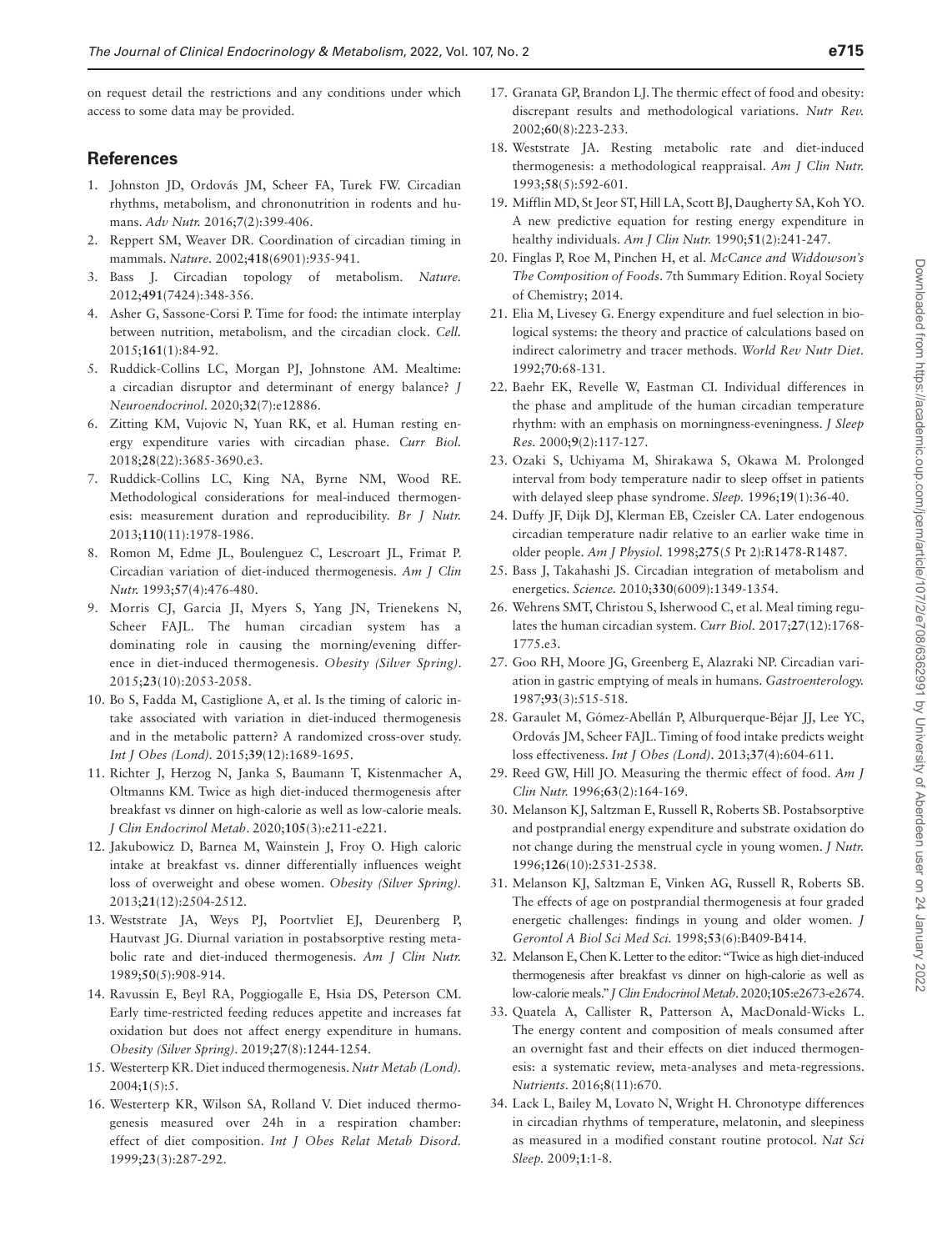on request detail the restrictions and any conditions under which access to some data may be provided.

## References

1. Johnston JD, Ordovás JM, Scheer FA, Turek FW. Circadian rhythms, metabolism, and chrononutrition in rodents and humans. *Adv Nutr.* 2016;**7**(2):399-406.
2. Reppert SM, Weaver DR. Coordination of circadian timing in mammals. *Nature.* 2002;**418**(6901):935-941.
3. Bass J. Circadian topology of metabolism. *Nature.* 2012;**491**(7424):348-356.
4. Asher G, Sassone-Corsi P. Time for food: the intimate interplay between nutrition, metabolism, and the circadian clock. *Cell.* 2015;**161**(1):84-92.
5. Ruddick-Collins LC, Morgan PJ, Johnstone AM. Mealtime: a circadian disruptor and determinant of energy balance? *J Neuroendocrinol.* 2020;**32**(7):e12886.
6. Zitting KM, Vujovic N, Yuan RK, et al. Human resting energy expenditure varies with circadian phase. *Curr Biol.* 2018;**28**(22):3685-3690.e3.
7. Ruddick-Collins LC, King NA, Byrne NM, Wood RE. Methodological considerations for meal-induced thermogenesis: measurement duration and reproducibility. *Br J Nutr.* 2013;**110**(11):1978-1986.
8. Romon M, Edme JL, Boulenguez C, Lescroart JL, Frimat P. Circadian variation of diet-induced thermogenesis. *Am J Clin Nutr.* 1993;**57**(4):476-480.
9. Morris CJ, Garcia JI, Myers S, Yang JN, Trienekens N, Scheer FAJL. The human circadian system has a dominating role in causing the morning/evening difference in diet-induced thermogenesis. *Obesity (Silver Spring).* 2015;**23**(10):2053-2058.
10. Bo S, Fadda M, Castiglione A, et al. Is the timing of caloric intake associated with variation in diet-induced thermogenesis and in the metabolic pattern? A randomized cross-over study. *Int J Obes (Lond).* 2015;**39**(12):1689-1695.
11. Richter J, Herzog N, Janka S, Baumann T, Kistenmacher A, Oltmanns KM. Twice as high diet-induced thermogenesis after breakfast vs dinner on high-calorie as well as low-calorie meals. *J Clin Endocrinol Metab.* 2020;**105**(3):e211-e221.
12. Jakubowicz D, Barnea M, Wainstein J, Froy O. High caloric intake at breakfast vs. dinner differentially influences weight loss of overweight and obese women. *Obesity (Silver Spring).* 2013;**21**(12):2504-2512.
13. Weststrate JA, Weys PJ, Poortvliet EJ, Deurenberg P, Hautvast JG. Diurnal variation in postabsorptive resting metabolic rate and diet-induced thermogenesis. *Am J Clin Nutr.* 1989;**50**(5):908-914.
14. Ravussin E, Beyl RA, Poggiogalle E, Hsia DS, Peterson CM. Early time-restricted feeding reduces appetite and increases fat oxidation but does not affect energy expenditure in humans. *Obesity (Silver Spring).* 2019;**27**(8):1244-1254.
15. Westerterp KR. Diet induced thermogenesis. *Nutr Metab (Lond).* 2004;**1**(5):5.
16. Westerterp KR, Wilson SA, Rolland V. Diet induced thermogenesis measured over 24h in a respiration chamber: effect of diet composition. *Int J Obes Relat Metab Disord.* 1999;**23**(3):287-292.
17. Granata GP, Brandon LJ. The thermic effect of food and obesity: discrepant results and methodological variations. *Nutr Rev.* 2002;**60**(8):223-233.
18. Weststrate JA. Resting metabolic rate and diet-induced thermogenesis: a methodological reappraisal. *Am J Clin Nutr.* 1993;**58**(5):592-601.
19. Mifflin MD, St Jeor ST, Hill LA, Scott BJ, Daugherty SA, Koh YO. A new predictive equation for resting energy expenditure in healthy individuals. *Am J Clin Nutr.* 1990;**51**(2):241-247.
20. Finglas P, Roe M, Pinchen H, et al. *McCance and Widdowson's The Composition of Foods.* 7th Summary Edition. Royal Society of Chemistry; 2014.
21. Elia M, Livesey G. Energy expenditure and fuel selection in biological systems: the theory and practice of calculations based on indirect calorimetry and tracer methods. *World Rev Nutr Diet.* 1992;**70**:68-131.
22. Baehr EK, Revelle W, Eastman CI. Individual differences in the phase and amplitude of the human circadian temperature rhythm: with an emphasis on morningness-eveningness. *J Sleep Res.* 2000;**9**(2):117-127.
23. Ozaki S, Uchiyama M, Shirakawa S, Okawa M. Prolonged interval from body temperature nadir to sleep offset in patients with delayed sleep phase syndrome. *Sleep.* 1996;**19**(1):36-40.
24. Duffy JF, Dijk DJ, Klerman EB, Czeisler CA. Later endogenous circadian temperature nadir relative to an earlier wake time in older people. *Am J Physiol.* 1998;**275**(5 Pt 2):R1478-R1487.
25. Bass J, Takahashi JS. Circadian integration of metabolism and energetics. *Science.* 2010;**330**(6009):1349-1354.
26. Wehrens SMT, Christou S, Isherwood C, et al. Meal timing regulates the human circadian system. *Curr Biol.* 2017;**27**(12):1768-1775.e3.
27. Goo RH, Moore JG, Greenberg E, Alazraki NP. Circadian variation in gastric emptying of meals in humans. *Gastroenterology.* 1987;**93**(3):515-518.
28. Garaulet M, Gómez-Abellán P, Alburquerque-Béjar JJ, Lee YC, Ordovás JM, Scheer FAJL. Timing of food intake predicts weight loss effectiveness. *Int J Obes (Lond).* 2013;**37**(4):604-611.
29. Reed GW, Hill JO. Measuring the thermic effect of food. *Am J Clin Nutr.* 1996;**63**(2):164-169.
30. Melanson KJ, Saltzman E, Russell R, Roberts SB. Postabsorptive and postprandial energy expenditure and substrate oxidation do not change during the menstrual cycle in young women. *J Nutr.* 1996;**126**(10):2531-2538.
31. Melanson KJ, Saltzman E, Vinken AG, Russell R, Roberts SB. The effects of age on postprandial thermogenesis at four graded energetic challenges: findings in young and older women. *J Gerontol A Biol Sci Med Sci.* 1998;**53**(6):B409-B414.
32. Melanson E, Chen K. Letter to the editor: "Twice as high diet-induced thermogenesis after breakfast vs dinner on high-calorie as well as low-calorie meals." *J Clin Endocrinol Metab.* 2020;**105**:e2673-e2674.
33. Quatela A, Callister R, Patterson A, MacDonald-Wicks L. The energy content and composition of meals consumed after an overnight fast and their effects on diet induced thermogenesis: a systematic review, meta-analyses and meta-regressions. *Nutrients.* 2016;**8**(11):670.
34. Lack L, Bailey M, Lovato N, Wright H. Chronotype differences in circadian rhythms of temperature, melatonin, and sleepiness as measured in a modified constant routine protocol. *Nat Sci Sleep.* 2009;**1**:1-8.